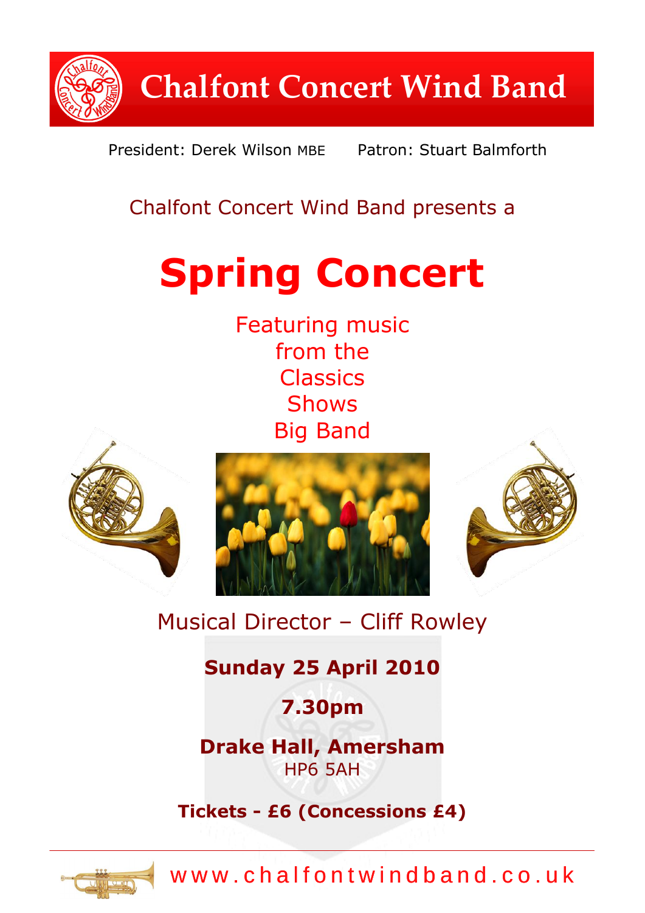# Chalfont Concert Wind Band

President: Derek Wilson MBE    Patron: Stuart Balmforth

Chalfont Concert Wind Band presents a

# Spring Concert

Featuring music
from the
Classics
Shows
Big Band

Musical Director – Cliff Rowley

**Sunday 25 April 2010**

**7.30pm**

**Drake Hall, Amersham**
HP6 5AH

**Tickets - £6 (Concessions £4)**

www.chalfontwindband.co.uk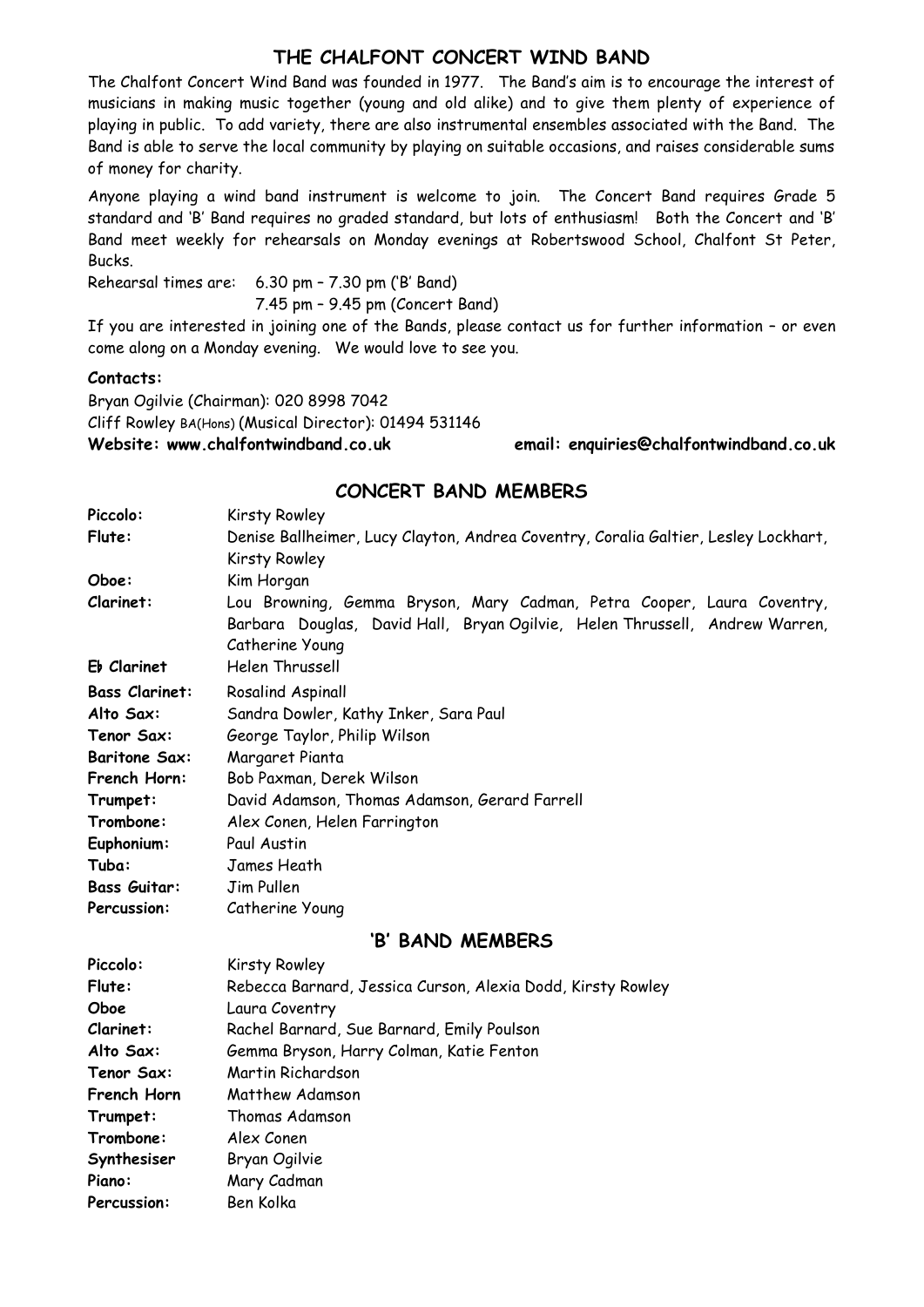# THE CHALFONT CONCERT WIND BAND

The Chalfont Concert Wind Band was founded in 1977. The Band's aim is to encourage the interest of musicians in making music together (young and old alike) and to give them plenty of experience of playing in public. To add variety, there are also instrumental ensembles associated with the Band. The Band is able to serve the local community by playing on suitable occasions, and raises considerable sums of money for charity.

Anyone playing a wind band instrument is welcome to join. The Concert Band requires Grade 5 standard and 'B' Band requires no graded standard, but lots of enthusiasm! Both the Concert and 'B' Band meet weekly for rehearsals on Monday evenings at Robertswood School, Chalfont St Peter, Bucks.

Rehearsal times are: 6.30 pm – 7.30 pm ('B' Band)
7.45 pm – 9.45 pm (Concert Band)

If you are interested in joining one of the Bands, please contact us for further information – or even come along on a Monday evening. We would love to see you.

**Contacts:**

Bryan Ogilvie (Chairman): 020 8998 7042
Cliff Rowley BA(Hons) (Musical Director): 01494 531146
**Website: www.chalfontwindband.co.uk** **email: enquiries@chalfontwindband.co.uk**

## CONCERT BAND MEMBERS

| | |
|---|---|
| **Piccolo:** | Kirsty Rowley |
| **Flute:** | Denise Ballheimer, Lucy Clayton, Andrea Coventry, Coralia Galtier, Lesley Lockhart, Kirsty Rowley |
| **Oboe:** | Kim Horgan |
| **Clarinet:** | Lou Browning, Gemma Bryson, Mary Cadman, Petra Cooper, Laura Coventry, Barbara Douglas, David Hall, Bryan Ogilvie, Helen Thrussell, Andrew Warren, Catherine Young |
| **E♭ Clarinet** | Helen Thrussell |
| **Bass Clarinet:** | Rosalind Aspinall |
| **Alto Sax:** | Sandra Dowler, Kathy Inker, Sara Paul |
| **Tenor Sax:** | George Taylor, Philip Wilson |
| **Baritone Sax:** | Margaret Pianta |
| **French Horn:** | Bob Paxman, Derek Wilson |
| **Trumpet:** | David Adamson, Thomas Adamson, Gerard Farrell |
| **Trombone:** | Alex Conen, Helen Farrington |
| **Euphonium:** | Paul Austin |
| **Tuba:** | James Heath |
| **Bass Guitar:** | Jim Pullen |
| **Percussion:** | Catherine Young |

## 'B' BAND MEMBERS

| | |
|---|---|
| **Piccolo:** | Kirsty Rowley |
| **Flute:** | Rebecca Barnard, Jessica Curson, Alexia Dodd, Kirsty Rowley |
| **Oboe** | Laura Coventry |
| **Clarinet:** | Rachel Barnard, Sue Barnard, Emily Poulson |
| **Alto Sax:** | Gemma Bryson, Harry Colman, Katie Fenton |
| **Tenor Sax:** | Martin Richardson |
| **French Horn** | Matthew Adamson |
| **Trumpet:** | Thomas Adamson |
| **Trombone:** | Alex Conen |
| **Synthesiser** | Bryan Ogilvie |
| **Piano:** | Mary Cadman |
| **Percussion:** | Ben Kolka |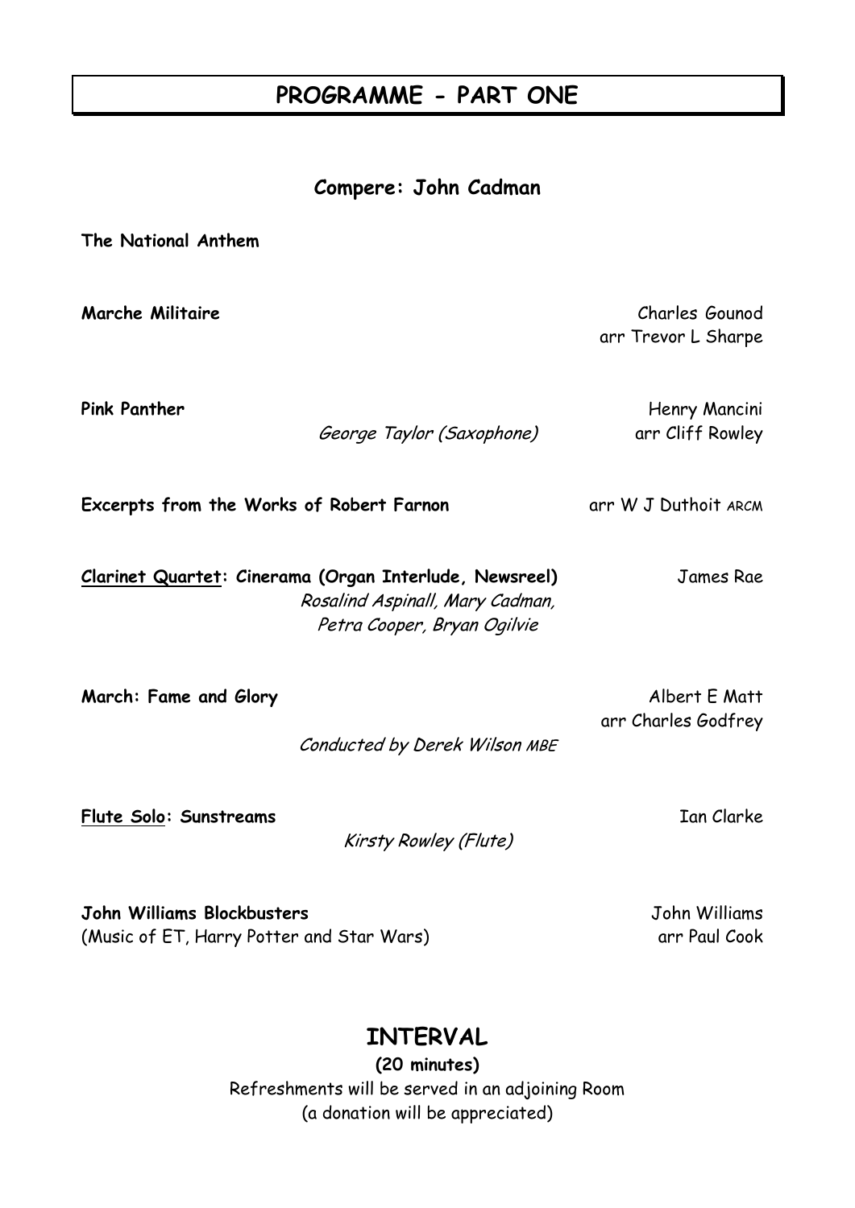# PROGRAMME - PART ONE

**Compere: John Cadman**

**The National Anthem**

**Marche Militaire** — Charles Gounod, arr Trevor L Sharpe

**Pink Panther** — Henry Mancini, arr Cliff Rowley
*George Taylor (Saxophone)*

**Excerpts from the Works of Robert Farnon** — arr W J Duthoit ARCM

**Clarinet Quartet: Cinerama (Organ Interlude, Newsreel)** — James Rae
*Rosalind Aspinall, Mary Cadman, Petra Cooper, Bryan Ogilvie*

**March: Fame and Glory** — Albert E Matt, arr Charles Godfrey
*Conducted by Derek Wilson MBE*

**Flute Solo: Sunstreams** — Ian Clarke
*Kirsty Rowley (Flute)*

**John Williams Blockbusters** — John Williams, arr Paul Cook
(Music of ET, Harry Potter and Star Wars)

## INTERVAL

**(20 minutes)**

Refreshments will be served in an adjoining Room
(a donation will be appreciated)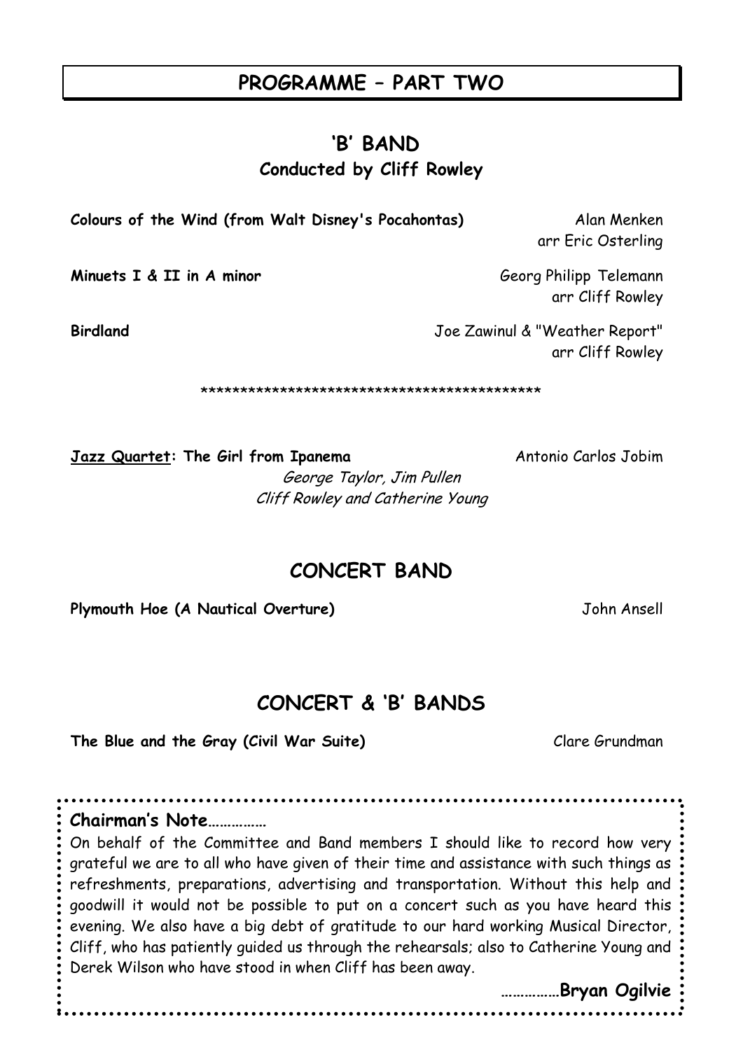# PROGRAMME – PART TWO

## 'B' BAND

### Conducted by Cliff Rowley

**Colours of the Wind (from Walt Disney's Pocahontas)** — Alan Menken, arr Eric Osterling

**Minuets I & II in A minor** — Georg Philipp Telemann, arr Cliff Rowley

**Birdland** — Joe Zawinul & "Weather Report", arr Cliff Rowley

*******************************************

**Jazz Quartet: The Girl from Ipanema** — Antonio Carlos Jobim

*George Taylor, Jim Pullen*
*Cliff Rowley and Catherine Young*

## CONCERT BAND

**Plymouth Hoe (A Nautical Overture)** — John Ansell

## CONCERT & 'B' BANDS

**The Blue and the Gray (Civil War Suite)** — Clare Grundman

**Chairman's Note……………**

On behalf of the Committee and Band members I should like to record how very grateful we are to all who have given of their time and assistance with such things as refreshments, preparations, advertising and transportation. Without this help and goodwill it would not be possible to put on a concert such as you have heard this evening. We also have a big debt of gratitude to our hard working Musical Director, Cliff, who has patiently guided us through the rehearsals; also to Catherine Young and Derek Wilson who have stood in when Cliff has been away.

……………**Bryan Ogilvie**